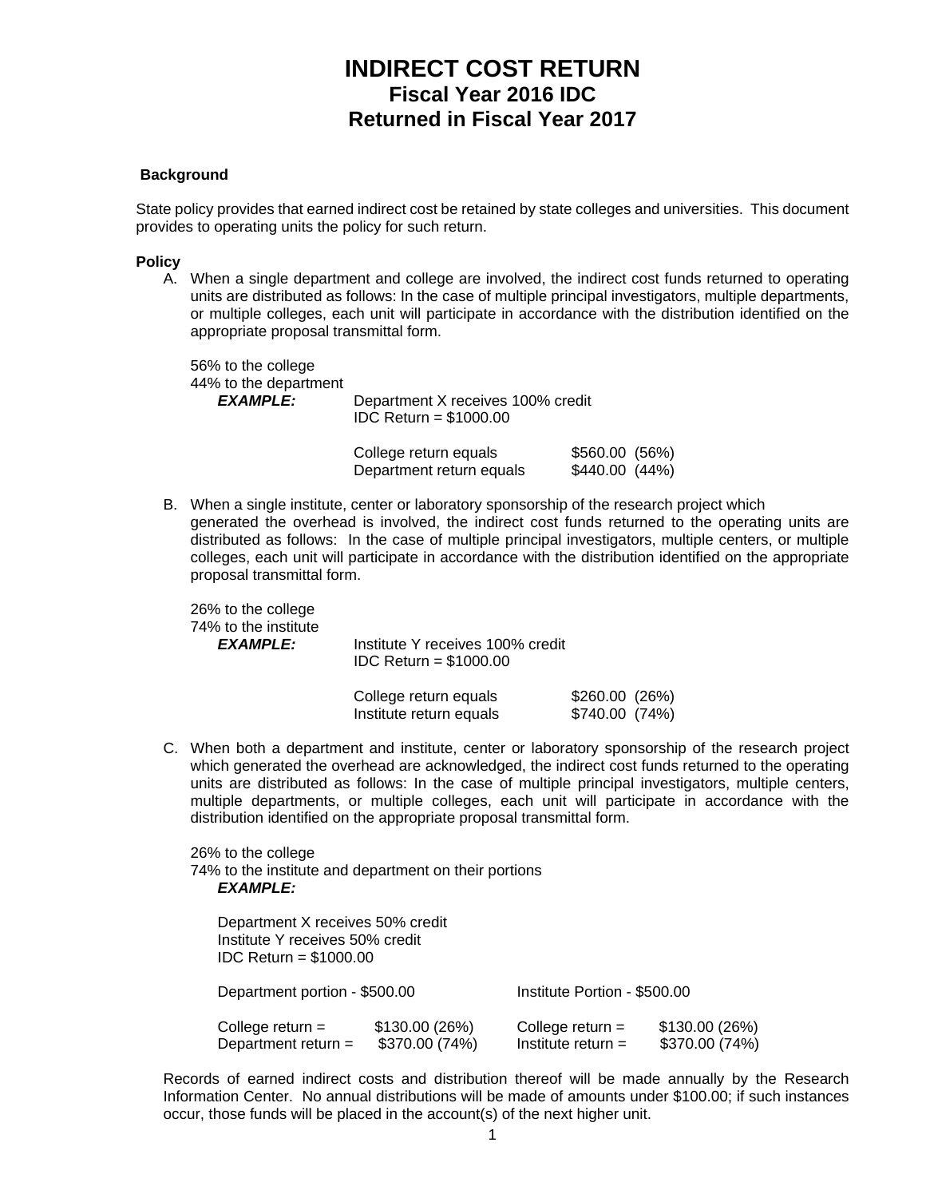# INDIRECT COST RETURN
## Fiscal Year 2016 IDC
## Returned in Fiscal Year 2017

**Background**

State policy provides that earned indirect cost be retained by state colleges and universities. This document provides to operating units the policy for such return.

**Policy**

A. When a single department and college are involved, the indirect cost funds returned to operating units are distributed as follows: In the case of multiple principal investigators, multiple departments, or multiple colleges, each unit will participate in accordance with the distribution identified on the appropriate proposal transmittal form.

   56% to the college
   44% to the department

   ***EXAMPLE:*** Department X receives 100% credit
   IDC Return = $1000.00

   | | | |
   |---|---|---|
   | College return equals | $560.00 | (56%) |
   | Department return equals | $440.00 | (44%) |

B. When a single institute, center or laboratory sponsorship of the research project which generated the overhead is involved, the indirect cost funds returned to the operating units are distributed as follows: In the case of multiple principal investigators, multiple centers, or multiple colleges, each unit will participate in accordance with the distribution identified on the appropriate proposal transmittal form.

   26% to the college
   74% to the institute

   ***EXAMPLE:*** Institute Y receives 100% credit
   IDC Return = $1000.00

   | | | |
   |---|---|---|
   | College return equals | $260.00 | (26%) |
   | Institute return equals | $740.00 | (74%) |

C. When both a department and institute, center or laboratory sponsorship of the research project which generated the overhead are acknowledged, the indirect cost funds returned to the operating units are distributed as follows: In the case of multiple principal investigators, multiple centers, multiple departments, or multiple colleges, each unit will participate in accordance with the distribution identified on the appropriate proposal transmittal form.

   26% to the college
   74% to the institute and department on their portions

   ***EXAMPLE:***

   Department X receives 50% credit
   Institute Y receives 50% credit
   IDC Return = $1000.00

   | Department portion - $500.00 | | Institute Portion - $500.00 | |
   |---|---|---|---|
   | College return = | $130.00 (26%) | College return = | $130.00 (26%) |
   | Department return = | $370.00 (74%) | Institute return = | $370.00 (74%) |

Records of earned indirect costs and distribution thereof will be made annually by the Research Information Center. No annual distributions will be made of amounts under $100.00; if such instances occur, those funds will be placed in the account(s) of the next higher unit.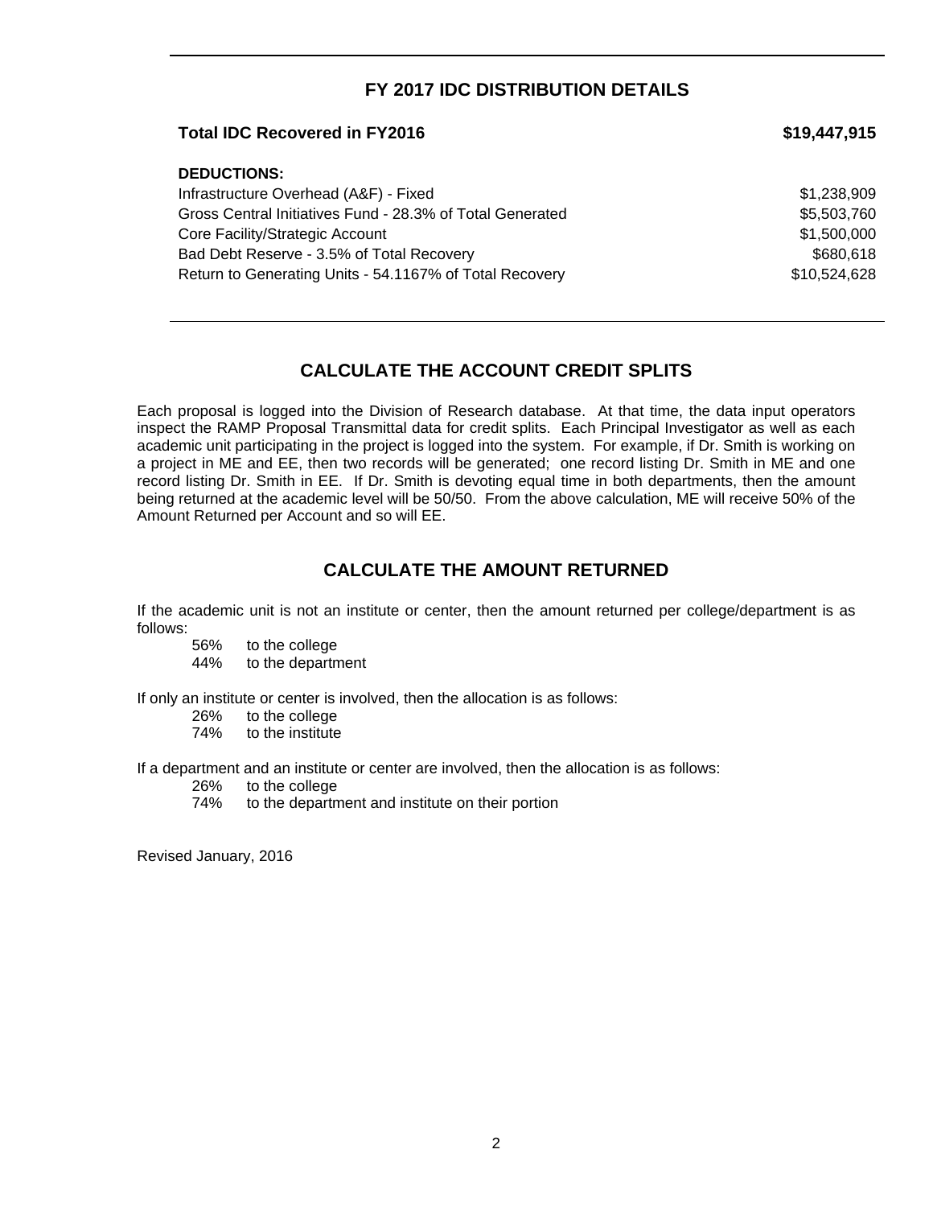## FY 2017 IDC DISTRIBUTION DETAILS

| | |
|---|---|
| **Total IDC Recovered in FY2016** | **$19,447,915** |
| **DEDUCTIONS:** | |
| Infrastructure Overhead (A&F) - Fixed | $1,238,909 |
| Gross Central Initiatives Fund - 28.3% of Total Generated | $5,503,760 |
| Core Facility/Strategic Account | $1,500,000 |
| Bad Debt Reserve - 3.5% of Total Recovery | $680,618 |
| Return to Generating Units - 54.1167% of Total Recovery | $10,524,628 |

## CALCULATE THE ACCOUNT CREDIT SPLITS

Each proposal is logged into the Division of Research database. At that time, the data input operators inspect the RAMP Proposal Transmittal data for credit splits. Each Principal Investigator as well as each academic unit participating in the project is logged into the system. For example, if Dr. Smith is working on a project in ME and EE, then two records will be generated; one record listing Dr. Smith in ME and one record listing Dr. Smith in EE. If Dr. Smith is devoting equal time in both departments, then the amount being returned at the academic level will be 50/50. From the above calculation, ME will receive 50% of the Amount Returned per Account and so will EE.

## CALCULATE THE AMOUNT RETURNED

If the academic unit is not an institute or center, then the amount returned per college/department is as follows:

- 56% to the college
- 44% to the department

If only an institute or center is involved, then the allocation is as follows:

- 26% to the college
- 74% to the institute

If a department and an institute or center are involved, then the allocation is as follows:

- 26% to the college
- 74% to the department and institute on their portion

Revised January, 2016